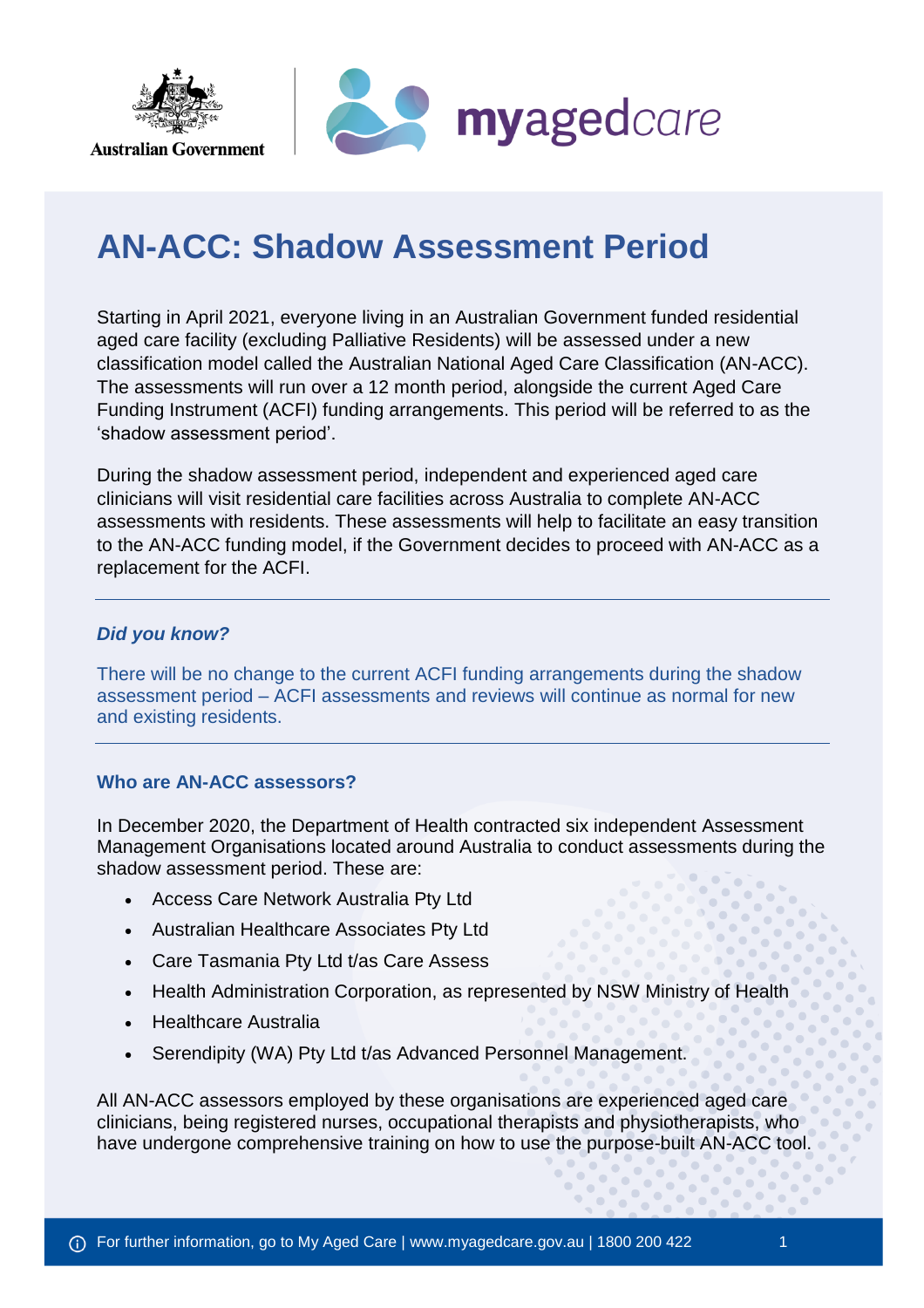# AN-ACC: Shadow Assessment Period

Starting in April 2021, everyone living in an Australian Government funded residential aged care facility (excluding Palliative Residents) will be assessed under a new classification model called the Australian National Aged Care Classification (AN-ACC). The assessments will run over a 12 month period, alongside the current Aged Care Funding Instrument (ACFI) funding arrangements. This period will be referred to as the 'shadow assessment period'.

During the shadow assessment period, independent and experienced aged care clinicians will visit residential care facilities across Australia to complete AN-ACC assessments with residents. These assessments will help to facilitate an easy transition to the AN-ACC funding model, if the Government decides to proceed with AN-ACC as a replacement for the ACFI.

---

### *Did you know?*

There will be no change to the current ACFI funding arrangements during the shadow assessment period – ACFI assessments and reviews will continue as normal for new and existing residents.

---

### Who are AN-ACC assessors?

In December 2020, the Department of Health contracted six independent Assessment Management Organisations located around Australia to conduct assessments during the shadow assessment period. These are:

- Access Care Network Australia Pty Ltd
- Australian Healthcare Associates Pty Ltd
- Care Tasmania Pty Ltd t/as Care Assess
- Health Administration Corporation, as represented by NSW Ministry of Health
- Healthcare Australia
- Serendipity (WA) Pty Ltd t/as Advanced Personnel Management.

All AN-ACC assessors employed by these organisations are experienced aged care clinicians, being registered nurses, occupational therapists and physiotherapists, who have undergone comprehensive training on how to use the purpose-built AN-ACC tool.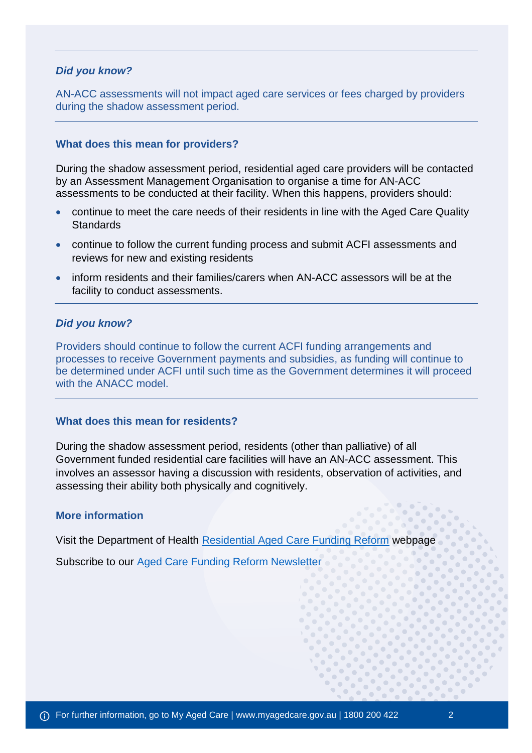***Did you know?***

AN-ACC assessments will not impact aged care services or fees charged by providers during the shadow assessment period.

### What does this mean for providers?

During the shadow assessment period, residential aged care providers will be contacted by an Assessment Management Organisation to organise a time for AN-ACC assessments to be conducted at their facility. When this happens, providers should:

- continue to meet the care needs of their residents in line with the Aged Care Quality Standards
- continue to follow the current funding process and submit ACFI assessments and reviews for new and existing residents
- inform residents and their families/carers when AN-ACC assessors will be at the facility to conduct assessments.

***Did you know?***

Providers should continue to follow the current ACFI funding arrangements and processes to receive Government payments and subsidies, as funding will continue to be determined under ACFI until such time as the Government determines it will proceed with the ANACC model.

### What does this mean for residents?

During the shadow assessment period, residents (other than palliative) of all Government funded residential care facilities will have an AN-ACC assessment. This involves an assessor having a discussion with residents, observation of activities, and assessing their ability both physically and cognitively.

### More information

Visit the Department of Health Residential Aged Care Funding Reform webpage

Subscribe to our Aged Care Funding Reform Newsletter

For further information, go to My Aged Care | www.myagedcare.gov.au | 1800 200 422